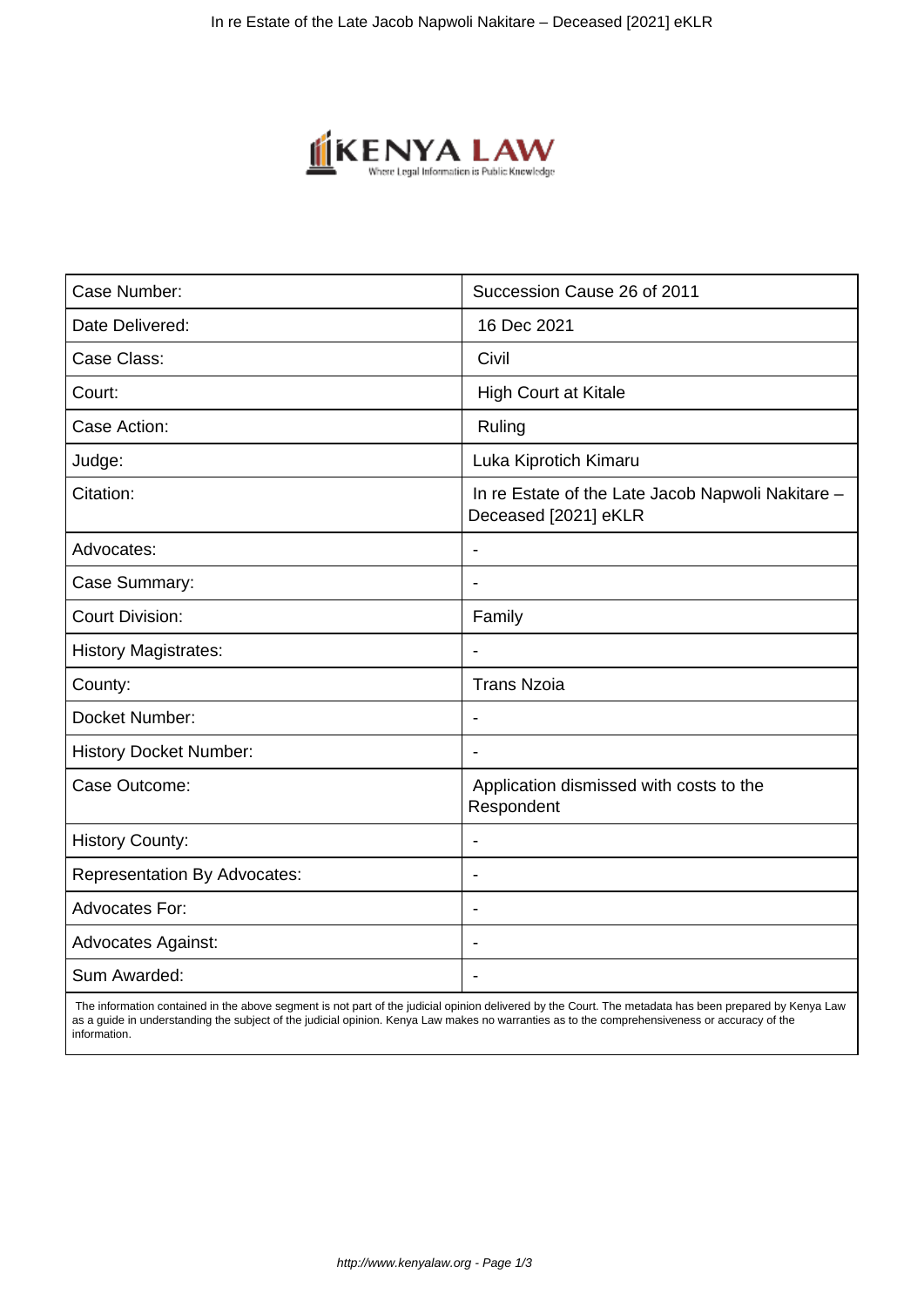| | |
|---|---|
| Case Number: | Succession Cause 26 of 2011 |
| Date Delivered: | 16 Dec 2021 |
| Case Class: | Civil |
| Court: | High Court at Kitale |
| Case Action: | Ruling |
| Judge: | Luka Kiprotich Kimaru |
| Citation: | In re Estate of the Late Jacob Napwoli Nakitare – Deceased [2021] eKLR |
| Advocates: | - |
| Case Summary: | - |
| Court Division: | Family |
| History Magistrates: | - |
| County: | Trans Nzoia |
| Docket Number: | - |
| History Docket Number: | - |
| Case Outcome: | Application dismissed with costs to the Respondent |
| History County: | - |
| Representation By Advocates: | - |
| Advocates For: | - |
| Advocates Against: | - |
| Sum Awarded: | - |

The information contained in the above segment is not part of the judicial opinion delivered by the Court. The metadata has been prepared by Kenya Law as a guide in understanding the subject of the judicial opinion. Kenya Law makes no warranties as to the comprehensiveness or accuracy of the information.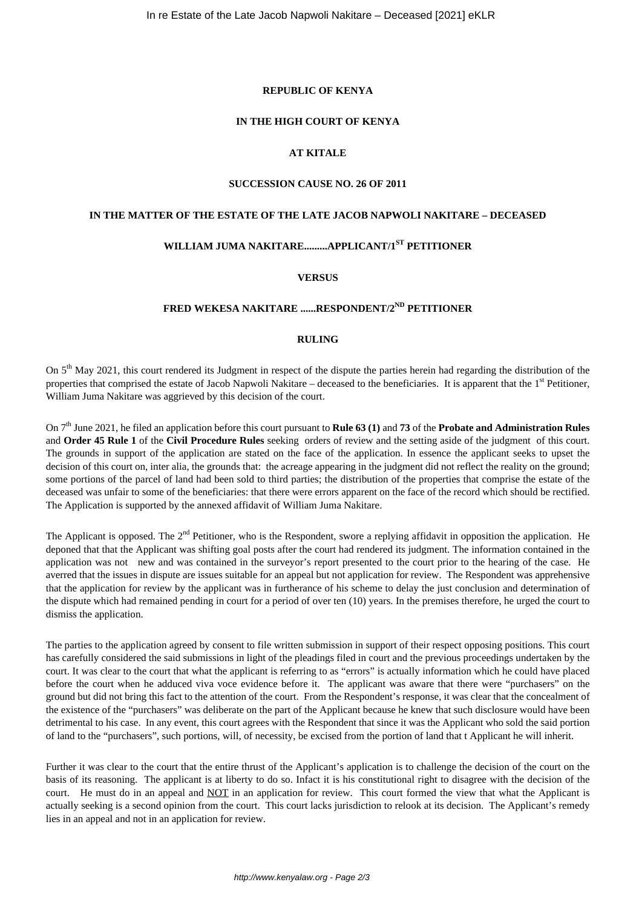**REPUBLIC OF KENYA**

**IN THE HIGH COURT OF KENYA**

**AT KITALE**

**SUCCESSION CAUSE NO. 26 OF 2011**

**IN THE MATTER OF THE ESTATE OF THE LATE JACOB NAPWOLI NAKITARE – DECEASED**

**WILLIAM JUMA NAKITARE.........APPLICANT/1ST PETITIONER**

**VERSUS**

**FRED WEKESA NAKITARE ......RESPONDENT/2ND PETITIONER**

**RULING**

On 5th May 2021, this court rendered its Judgment in respect of the dispute the parties herein had regarding the distribution of the properties that comprised the estate of Jacob Napwoli Nakitare – deceased to the beneficiaries. It is apparent that the 1st Petitioner, William Juma Nakitare was aggrieved by this decision of the court.

On 7th June 2021, he filed an application before this court pursuant to **Rule 63 (1)** and **73** of the **Probate and Administration Rules** and **Order 45 Rule 1** of the **Civil Procedure Rules** seeking orders of review and the setting aside of the judgment of this court. The grounds in support of the application are stated on the face of the application. In essence the applicant seeks to upset the decision of this court on, inter alia, the grounds that: the acreage appearing in the judgment did not reflect the reality on the ground; some portions of the parcel of land had been sold to third parties; the distribution of the properties that comprise the estate of the deceased was unfair to some of the beneficiaries: that there were errors apparent on the face of the record which should be rectified. The Application is supported by the annexed affidavit of William Juma Nakitare.

The Applicant is opposed. The 2nd Petitioner, who is the Respondent, swore a replying affidavit in opposition the application. He deponed that that the Applicant was shifting goal posts after the court had rendered its judgment. The information contained in the application was not new and was contained in the surveyor's report presented to the court prior to the hearing of the case. He averred that the issues in dispute are issues suitable for an appeal but not application for review. The Respondent was apprehensive that the application for review by the applicant was in furtherance of his scheme to delay the just conclusion and determination of the dispute which had remained pending in court for a period of over ten (10) years. In the premises therefore, he urged the court to dismiss the application.

The parties to the application agreed by consent to file written submission in support of their respect opposing positions. This court has carefully considered the said submissions in light of the pleadings filed in court and the previous proceedings undertaken by the court. It was clear to the court that what the applicant is referring to as "errors" is actually information which he could have placed before the court when he adduced viva voce evidence before it. The applicant was aware that there were "purchasers" on the ground but did not bring this fact to the attention of the court. From the Respondent's response, it was clear that the concealment of the existence of the "purchasers" was deliberate on the part of the Applicant because he knew that such disclosure would have been detrimental to his case. In any event, this court agrees with the Respondent that since it was the Applicant who sold the said portion of land to the "purchasers", such portions, will, of necessity, be excised from the portion of land that t Applicant he will inherit.

Further it was clear to the court that the entire thrust of the Applicant's application is to challenge the decision of the court on the basis of its reasoning. The applicant is at liberty to do so. Infact it is his constitutional right to disagree with the decision of the court. He must do in an appeal and NOT in an application for review. This court formed the view that what the Applicant is actually seeking is a second opinion from the court. This court lacks jurisdiction to relook at its decision. The Applicant's remedy lies in an appeal and not in an application for review.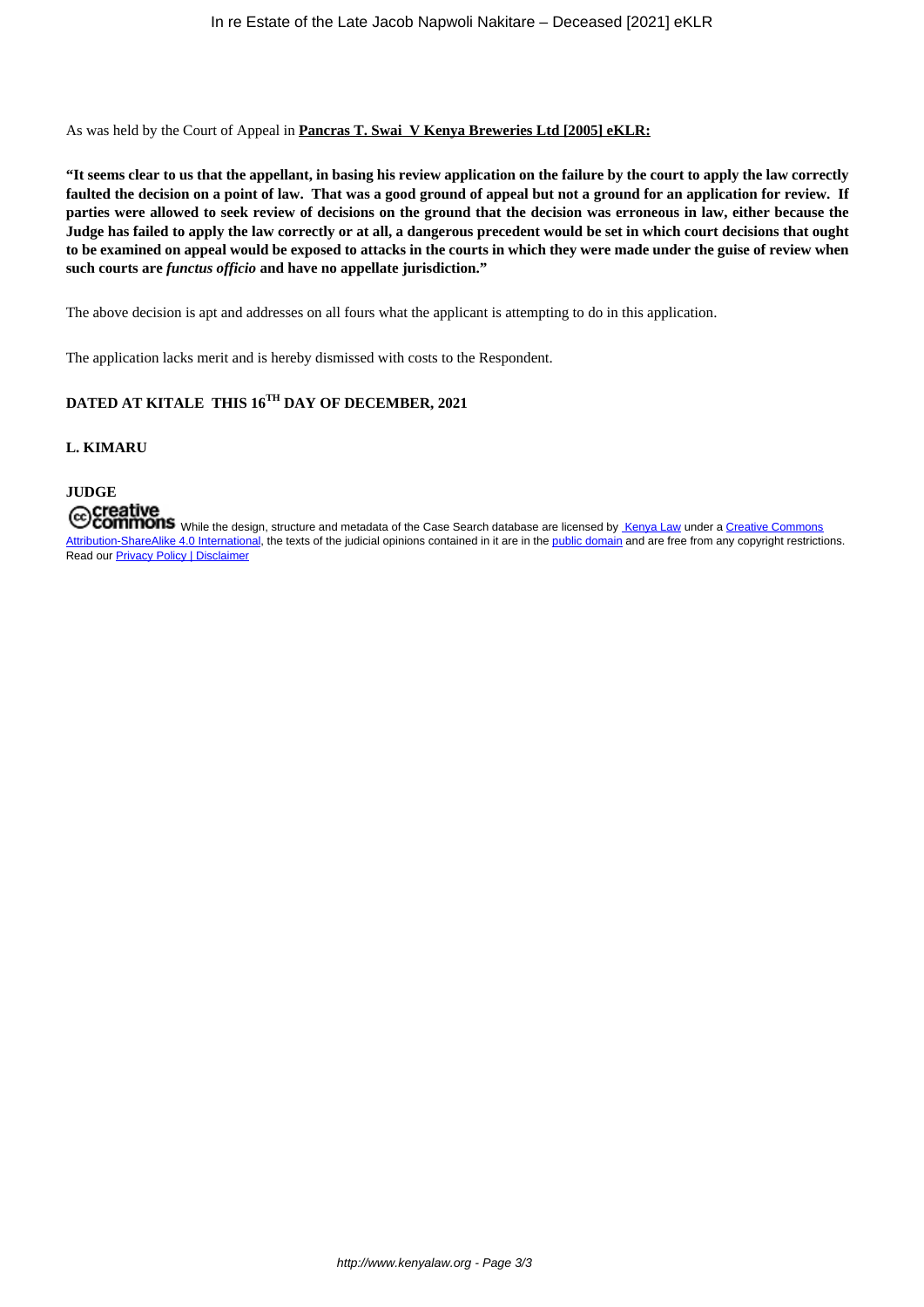As was held by the Court of Appeal in **Pancras T. Swai V Kenya Breweries Ltd [2005] eKLR:**

**"It seems clear to us that the appellant, in basing his review application on the failure by the court to apply the law correctly faulted the decision on a point of law. That was a good ground of appeal but not a ground for an application for review. If parties were allowed to seek review of decisions on the ground that the decision was erroneous in law, either because the Judge has failed to apply the law correctly or at all, a dangerous precedent would be set in which court decisions that ought to be examined on appeal would be exposed to attacks in the courts in which they were made under the guise of review when such courts are *functus officio* and have no appellate jurisdiction."**

The above decision is apt and addresses on all fours what the applicant is attempting to do in this application.

The application lacks merit and is hereby dismissed with costs to the Respondent.

**DATED AT KITALE THIS 16TH DAY OF DECEMBER, 2021**

**L. KIMARU**

**JUDGE**

While the design, structure and metadata of the Case Search database are licensed by Kenya Law under a Creative Commons Attribution-ShareAlike 4.0 International, the texts of the judicial opinions contained in it are in the public domain and are free from any copyright restrictions. Read our Privacy Policy | Disclaimer